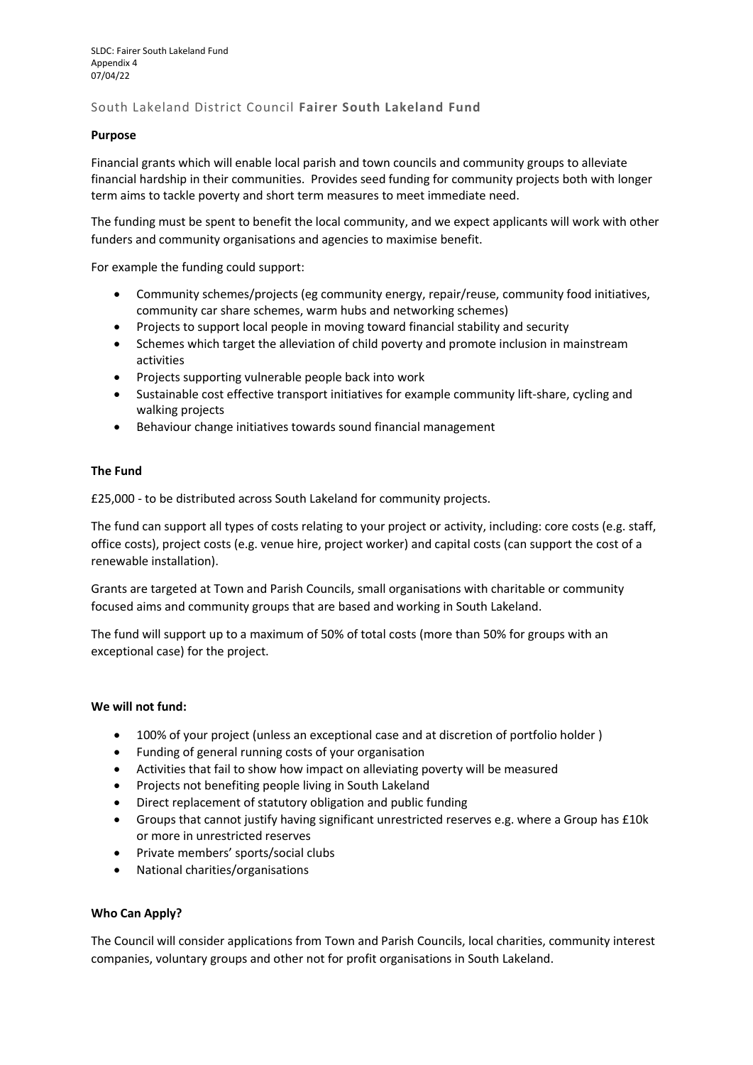SLDC: Fairer South Lakeland Fund
Appendix 4
07/04/22

# South Lakeland District Council **Fairer South Lakeland Fund**

**Purpose**

Financial grants which will enable local parish and town councils and community groups to alleviate financial hardship in their communities. Provides seed funding for community projects both with longer term aims to tackle poverty and short term measures to meet immediate need.

The funding must be spent to benefit the local community, and we expect applicants will work with other funders and community organisations and agencies to maximise benefit.

For example the funding could support:

- Community schemes/projects (eg community energy, repair/reuse, community food initiatives, community car share schemes, warm hubs and networking schemes)
- Projects to support local people in moving toward financial stability and security
- Schemes which target the alleviation of child poverty and promote inclusion in mainstream activities
- Projects supporting vulnerable people back into work
- Sustainable cost effective transport initiatives for example community lift-share, cycling and walking projects
- Behaviour change initiatives towards sound financial management

**The Fund**

£25,000 - to be distributed across South Lakeland for community projects.

The fund can support all types of costs relating to your project or activity, including: core costs (e.g. staff, office costs), project costs (e.g. venue hire, project worker) and capital costs (can support the cost of a renewable installation).

Grants are targeted at Town and Parish Councils, small organisations with charitable or community focused aims and community groups that are based and working in South Lakeland.

The fund will support up to a maximum of 50% of total costs (more than 50% for groups with an exceptional case) for the project.

**We will not fund:**

- 100% of your project (unless an exceptional case and at discretion of portfolio holder )
- Funding of general running costs of your organisation
- Activities that fail to show how impact on alleviating poverty will be measured
- Projects not benefiting people living in South Lakeland
- Direct replacement of statutory obligation and public funding
- Groups that cannot justify having significant unrestricted reserves e.g. where a Group has £10k or more in unrestricted reserves
- Private members' sports/social clubs
- National charities/organisations

**Who Can Apply?**

The Council will consider applications from Town and Parish Councils, local charities, community interest companies, voluntary groups and other not for profit organisations in South Lakeland.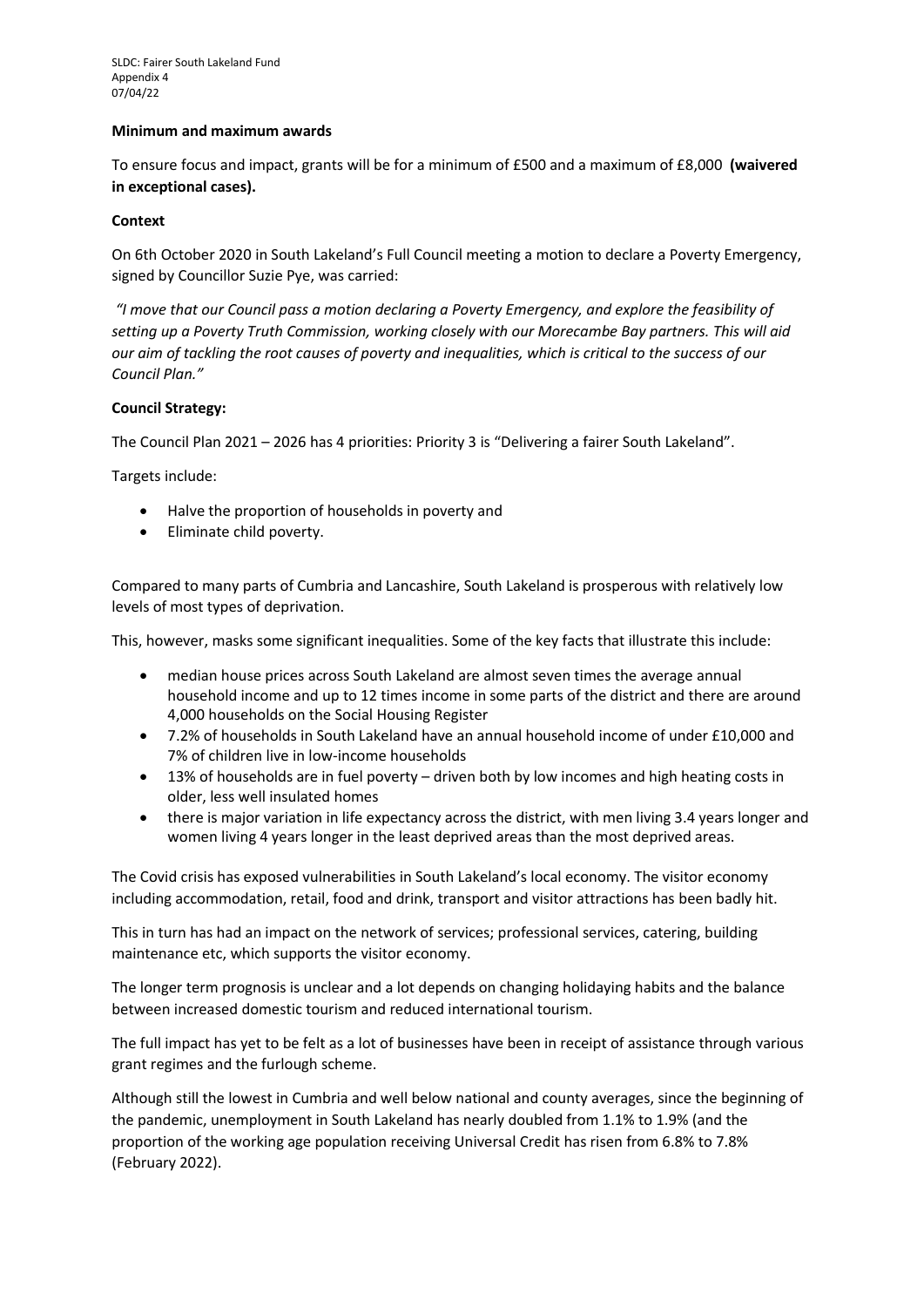**Minimum and maximum awards**

To ensure focus and impact, grants will be for a minimum of £500 and a maximum of £8,000 **(waivered in exceptional cases).**

**Context**

On 6th October 2020 in South Lakeland's Full Council meeting a motion to declare a Poverty Emergency, signed by Councillor Suzie Pye, was carried:

*"I move that our Council pass a motion declaring a Poverty Emergency, and explore the feasibility of setting up a Poverty Truth Commission, working closely with our Morecambe Bay partners. This will aid our aim of tackling the root causes of poverty and inequalities, which is critical to the success of our Council Plan."*

**Council Strategy:**

The Council Plan 2021 – 2026 has 4 priorities: Priority 3 is "Delivering a fairer South Lakeland".

Targets include:

- Halve the proportion of households in poverty and
- Eliminate child poverty.

Compared to many parts of Cumbria and Lancashire, South Lakeland is prosperous with relatively low levels of most types of deprivation.

This, however, masks some significant inequalities. Some of the key facts that illustrate this include:

- median house prices across South Lakeland are almost seven times the average annual household income and up to 12 times income in some parts of the district and there are around 4,000 households on the Social Housing Register
- 7.2% of households in South Lakeland have an annual household income of under £10,000 and 7% of children live in low-income households
- 13% of households are in fuel poverty – driven both by low incomes and high heating costs in older, less well insulated homes
- there is major variation in life expectancy across the district, with men living 3.4 years longer and women living 4 years longer in the least deprived areas than the most deprived areas.

The Covid crisis has exposed vulnerabilities in South Lakeland's local economy. The visitor economy including accommodation, retail, food and drink, transport and visitor attractions has been badly hit.

This in turn has had an impact on the network of services; professional services, catering, building maintenance etc, which supports the visitor economy.

The longer term prognosis is unclear and a lot depends on changing holidaying habits and the balance between increased domestic tourism and reduced international tourism.

The full impact has yet to be felt as a lot of businesses have been in receipt of assistance through various grant regimes and the furlough scheme.

Although still the lowest in Cumbria and well below national and county averages, since the beginning of the pandemic, unemployment in South Lakeland has nearly doubled from 1.1% to 1.9% (and the proportion of the working age population receiving Universal Credit has risen from 6.8% to 7.8% (February 2022).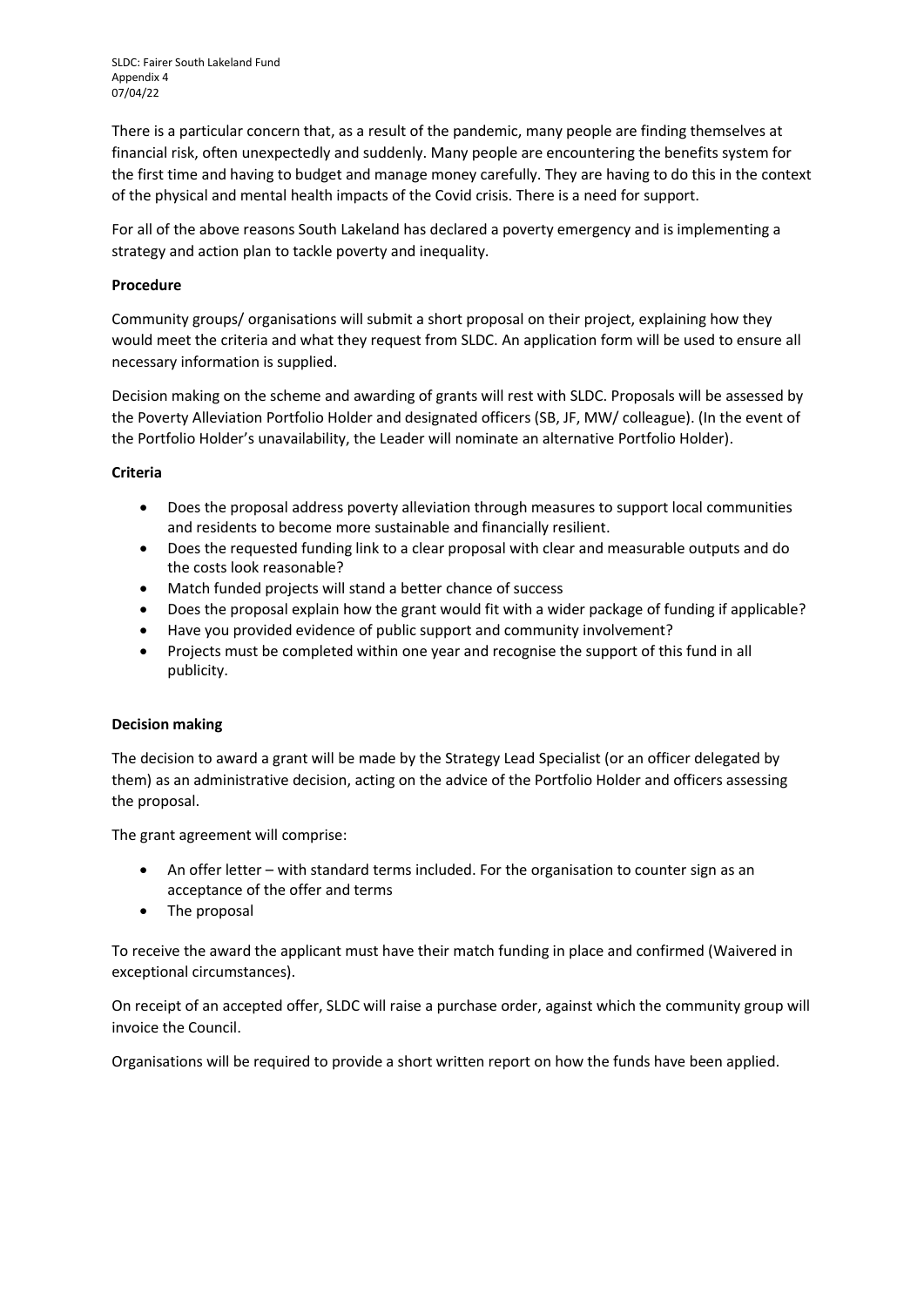There is a particular concern that, as a result of the pandemic, many people are finding themselves at financial risk, often unexpectedly and suddenly. Many people are encountering the benefits system for the first time and having to budget and manage money carefully. They are having to do this in the context of the physical and mental health impacts of the Covid crisis. There is a need for support.

For all of the above reasons South Lakeland has declared a poverty emergency and is implementing a strategy and action plan to tackle poverty and inequality.

**Procedure**

Community groups/ organisations will submit a short proposal on their project, explaining how they would meet the criteria and what they request from SLDC. An application form will be used to ensure all necessary information is supplied.

Decision making on the scheme and awarding of grants will rest with SLDC. Proposals will be assessed by the Poverty Alleviation Portfolio Holder and designated officers (SB, JF, MW/ colleague). (In the event of the Portfolio Holder's unavailability, the Leader will nominate an alternative Portfolio Holder).

**Criteria**

- Does the proposal address poverty alleviation through measures to support local communities and residents to become more sustainable and financially resilient.
- Does the requested funding link to a clear proposal with clear and measurable outputs and do the costs look reasonable?
- Match funded projects will stand a better chance of success
- Does the proposal explain how the grant would fit with a wider package of funding if applicable?
- Have you provided evidence of public support and community involvement?
- Projects must be completed within one year and recognise the support of this fund in all publicity.

**Decision making**

The decision to award a grant will be made by the Strategy Lead Specialist (or an officer delegated by them) as an administrative decision, acting on the advice of the Portfolio Holder and officers assessing the proposal.

The grant agreement will comprise:

- An offer letter – with standard terms included. For the organisation to counter sign as an acceptance of the offer and terms
- The proposal

To receive the award the applicant must have their match funding in place and confirmed (Waivered in exceptional circumstances).

On receipt of an accepted offer, SLDC will raise a purchase order, against which the community group will invoice the Council.

Organisations will be required to provide a short written report on how the funds have been applied.